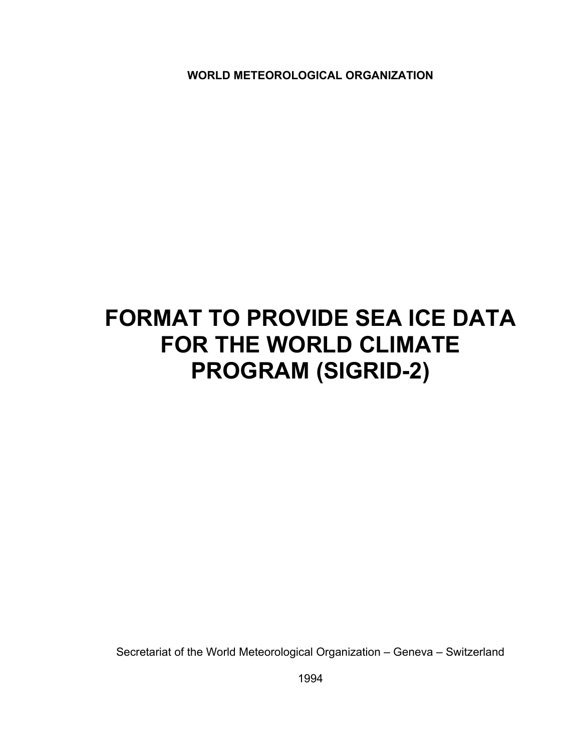**WORLD METEOROLOGICAL ORGANIZATION**

# FORMAT TO PROVIDE SEA ICE DATA FOR THE WORLD CLIMATE PROGRAM (SIGRID-2)

Secretariat of the World Meteorological Organization – Geneva – Switzerland

1994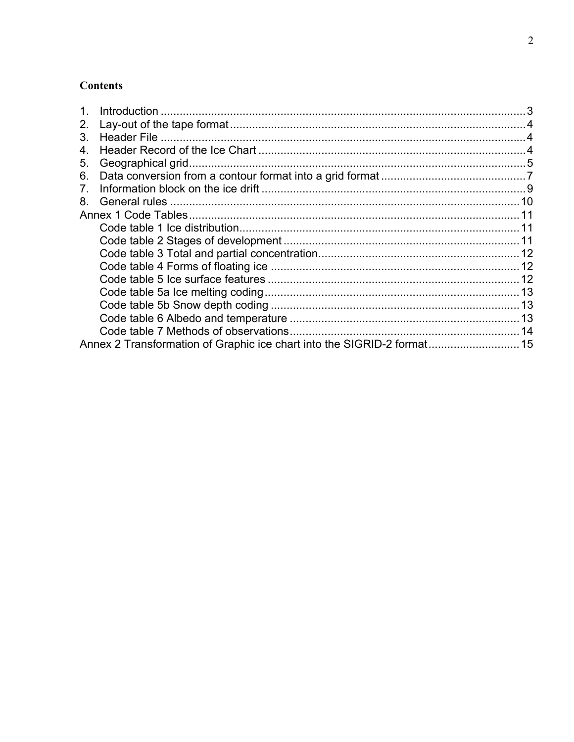## Contents

1. Introduction ........................................................................................................ 3
2. Lay-out of the tape format ................................................................................. 4
3. Header File ........................................................................................................ 4
4. Header Record of the Ice Chart ........................................................................ 4
5. Geographical grid ............................................................................................. 5
6. Data conversion from a contour format into a grid format ............................... 7
7. Information block on the ice drift ..................................................................... 9
8. General rules .................................................................................................... 10

Annex 1 Code Tables ........................................................................................... 11
- Code table 1 Ice distribution .......................................................................... 11
- Code table 2 Stages of development .............................................................. 11
- Code table 3 Total and partial concentration .................................................. 12
- Code table 4 Forms of floating ice ................................................................. 12
- Code table 5 Ice surface features .................................................................. 12
- Code table 5a Ice melting coding .................................................................. 13
- Code table 5b Snow depth coding .................................................................. 13
- Code table 6 Albedo and temperature ........................................................... 13
- Code table 7 Methods of observations .......................................................... 14

Annex 2 Transformation of Graphic ice chart into the SIGRID-2 format ............... 15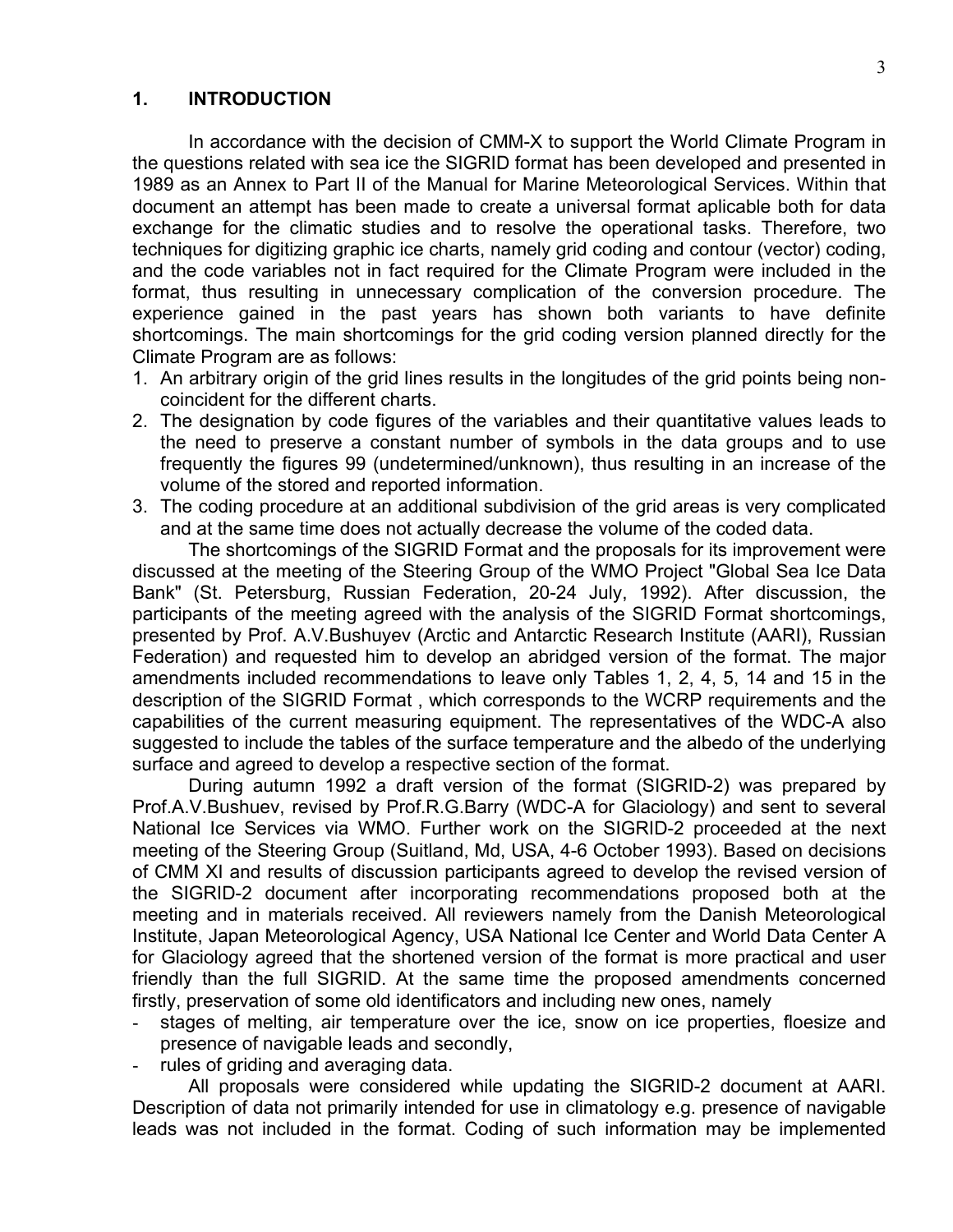## 1. INTRODUCTION

In accordance with the decision of CMM-X to support the World Climate Program in the questions related with sea ice the SIGRID format has been developed and presented in 1989 as an Annex to Part II of the Manual for Marine Meteorological Services. Within that document an attempt has been made to create a universal format aplicable both for data exchange for the climatic studies and to resolve the operational tasks. Therefore, two techniques for digitizing graphic ice charts, namely grid coding and contour (vector) coding, and the code variables not in fact required for the Climate Program were included in the format, thus resulting in unnecessary complication of the conversion procedure. The experience gained in the past years has shown both variants to have definite shortcomings. The main shortcomings for the grid coding version planned directly for the Climate Program are as follows:

1. An arbitrary origin of the grid lines results in the longitudes of the grid points being non-coincident for the different charts.
2. The designation by code figures of the variables and their quantitative values leads to the need to preserve a constant number of symbols in the data groups and to use frequently the figures 99 (undetermined/unknown), thus resulting in an increase of the volume of the stored and reported information.
3. The coding procedure at an additional subdivision of the grid areas is very complicated and at the same time does not actually decrease the volume of the coded data.

The shortcomings of the SIGRID Format and the proposals for its improvement were discussed at the meeting of the Steering Group of the WMO Project "Global Sea Ice Data Bank" (St. Petersburg, Russian Federation, 20-24 July, 1992). After discussion, the participants of the meeting agreed with the analysis of the SIGRID Format shortcomings, presented by Prof. A.V.Bushuyev (Arctic and Antarctic Research Institute (AARI), Russian Federation) and requested him to develop an abridged version of the format. The major amendments included recommendations to leave only Tables 1, 2, 4, 5, 14 and 15 in the description of the SIGRID Format , which corresponds to the WCRP requirements and the capabilities of the current measuring equipment. The representatives of the WDC-A also suggested to include the tables of the surface temperature and the albedo of the underlying surface and agreed to develop a respective section of the format.

During autumn 1992 a draft version of the format (SIGRID-2) was prepared by Prof.A.V.Bushuev, revised by Prof.R.G.Barry (WDC-A for Glaciology) and sent to several National Ice Services via WMO. Further work on the SIGRID-2 proceeded at the next meeting of the Steering Group (Suitland, Md, USA, 4-6 October 1993). Based on decisions of CMM XI and results of discussion participants agreed to develop the revised version of the SIGRID-2 document after incorporating recommendations proposed both at the meeting and in materials received. All reviewers namely from the Danish Meteorological Institute, Japan Meteorological Agency, USA National Ice Center and World Data Center A for Glaciology agreed that the shortened version of the format is more practical and user friendly than the full SIGRID. At the same time the proposed amendments concerned firstly, preservation of some old identificators and including new ones, namely

- stages of melting, air temperature over the ice, snow on ice properties, floesize and presence of navigable leads and secondly,
- rules of griding and averaging data.

All proposals were considered while updating the SIGRID-2 document at AARI. Description of data not primarily intended for use in climatology e.g. presence of navigable leads was not included in the format. Coding of such information may be implemented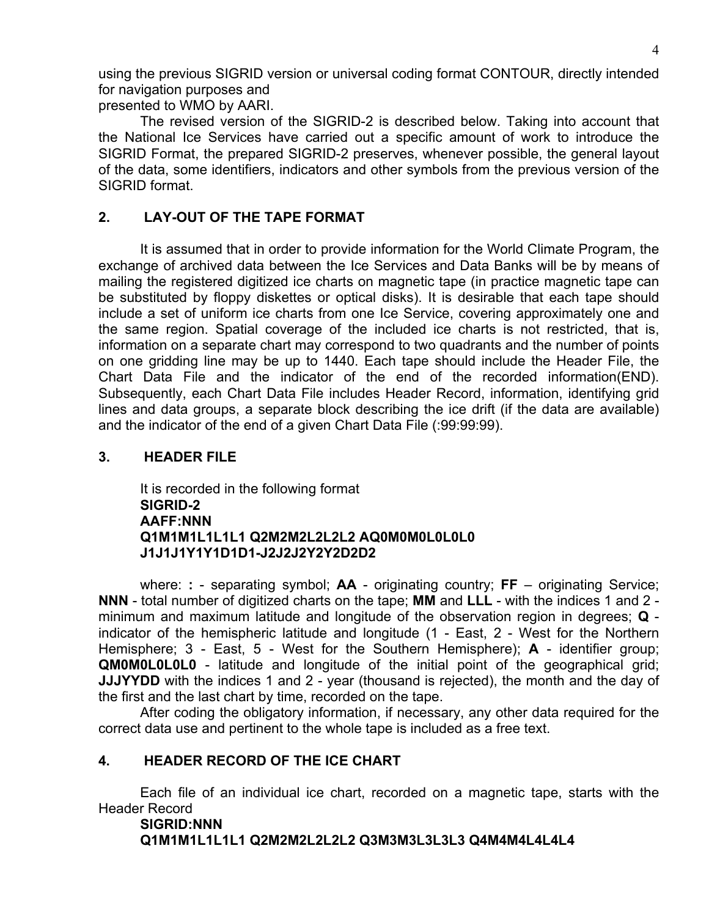using the previous SIGRID version or universal coding format CONTOUR, directly intended for navigation purposes and
presented to WMO by AARI.

The revised version of the SIGRID-2 is described below. Taking into account that the National Ice Services have carried out a specific amount of work to introduce the SIGRID Format, the prepared SIGRID-2 preserves, whenever possible, the general layout of the data, some identifiers, indicators and other symbols from the previous version of the SIGRID format.

## 2. LAY-OUT OF THE TAPE FORMAT

It is assumed that in order to provide information for the World Climate Program, the exchange of archived data between the Ice Services and Data Banks will be by means of mailing the registered digitized ice charts on magnetic tape (in practice magnetic tape can be substituted by floppy diskettes or optical disks). It is desirable that each tape should include a set of uniform ice charts from one Ice Service, covering approximately one and the same region. Spatial coverage of the included ice charts is not restricted, that is, information on a separate chart may correspond to two quadrants and the number of points on one gridding line may be up to 1440. Each tape should include the Header File, the Chart Data File and the indicator of the end of the recorded information(END). Subsequently, each Chart Data File includes Header Record, information, identifying grid lines and data groups, a separate block describing the ice drift (if the data are available) and the indicator of the end of a given Chart Data File (:99:99:99).

## 3. HEADER FILE

It is recorded in the following format

**SIGRID-2**
**AAFF:NNN**
**Q1M1M1L1L1L1 Q2M2M2L2L2L2 AQ0M0M0L0L0L0**
**J1J1J1Y1Y1D1D1-J2J2J2Y2Y2D2D2**

where: **:** - separating symbol; **AA** - originating country; **FF** – originating Service; **NNN** - total number of digitized charts on the tape; **MM** and **LLL** - with the indices 1 and 2 - minimum and maximum latitude and longitude of the observation region in degrees; **Q** - indicator of the hemispheric latitude and longitude (1 - East, 2 - West for the Northern Hemisphere; 3 - East, 5 - West for the Southern Hemisphere); **A** - identifier group; **QM0M0L0L0L0** - latitude and longitude of the initial point of the geographical grid; **JJJYYDD** with the indices 1 and 2 - year (thousand is rejected), the month and the day of the first and the last chart by time, recorded on the tape.

After coding the obligatory information, if necessary, any other data required for the correct data use and pertinent to the whole tape is included as a free text.

## 4. HEADER RECORD OF THE ICE CHART

Each file of an individual ice chart, recorded on a magnetic tape, starts with the Header Record

**SIGRID:NNN**
**Q1M1M1L1L1L1 Q2M2M2L2L2L2 Q3M3M3L3L3L3 Q4M4M4L4L4L4**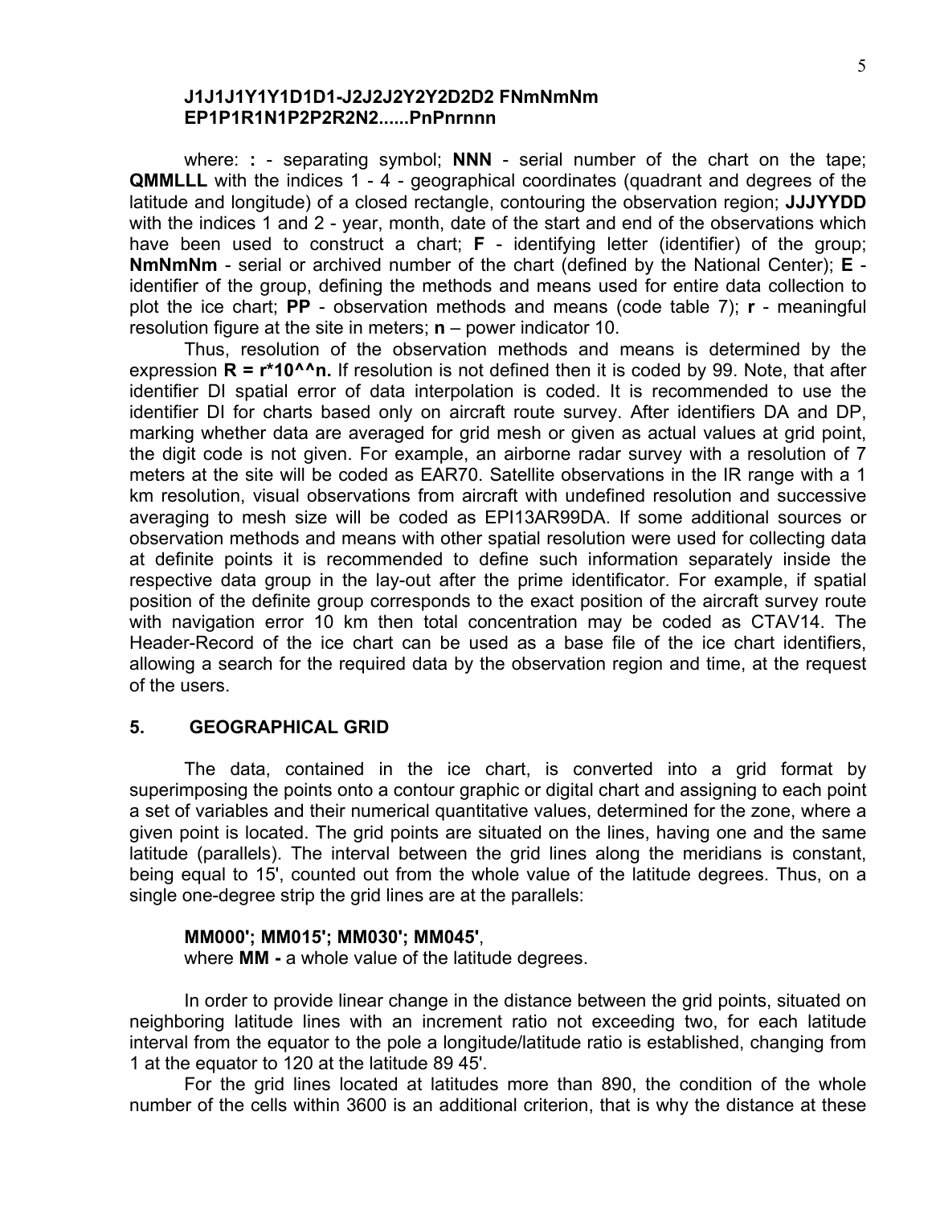**J1J1J1Y1Y1D1D1-J2J2J2Y2Y2D2D2 FNmNmNm**
**EP1P1R1N1P2P2R2N2......PnPnrnnn**

where: **:** - separating symbol; **NNN** - serial number of the chart on the tape; **QMMLLL** with the indices 1 - 4 - geographical coordinates (quadrant and degrees of the latitude and longitude) of a closed rectangle, contouring the observation region; **JJJYYDD** with the indices 1 and 2 - year, month, date of the start and end of the observations which have been used to construct a chart; **F** - identifying letter (identifier) of the group; **NmNmNm** - serial or archived number of the chart (defined by the National Center); **E** - identifier of the group, defining the methods and means used for entire data collection to plot the ice chart; **PP** - observation methods and means (code table 7); **r** - meaningful resolution figure at the site in meters; **n** – power indicator 10.

Thus, resolution of the observation methods and means is determined by the expression **R = r*10^^n.** If resolution is not defined then it is coded by 99. Note, that after identifier DI spatial error of data interpolation is coded. It is recommended to use the identifier DI for charts based only on aircraft route survey. After identifiers DA and DP, marking whether data are averaged for grid mesh or given as actual values at grid point, the digit code is not given. For example, an airborne radar survey with a resolution of 7 meters at the site will be coded as EAR70. Satellite observations in the IR range with a 1 km resolution, visual observations from aircraft with undefined resolution and successive averaging to mesh size will be coded as EPI13AR99DA. If some additional sources or observation methods and means with other spatial resolution were used for collecting data at definite points it is recommended to define such information separately inside the respective data group in the lay-out after the prime identificator. For example, if spatial position of the definite group corresponds to the exact position of the aircraft survey route with navigation error 10 km then total concentration may be coded as CTAV14. The Header-Record of the ice chart can be used as a base file of the ice chart identifiers, allowing a search for the required data by the observation region and time, at the request of the users.

## 5. GEOGRAPHICAL GRID

The data, contained in the ice chart, is converted into a grid format by superimposing the points onto a contour graphic or digital chart and assigning to each point a set of variables and their numerical quantitative values, determined for the zone, where a given point is located. The grid points are situated on the lines, having one and the same latitude (parallels). The interval between the grid lines along the meridians is constant, being equal to 15', counted out from the whole value of the latitude degrees. Thus, on a single one-degree strip the grid lines are at the parallels:

**MM000'; MM015'; MM030'; MM045'**,
where **MM -** a whole value of the latitude degrees.

In order to provide linear change in the distance between the grid points, situated on neighboring latitude lines with an increment ratio not exceeding two, for each latitude interval from the equator to the pole a longitude/latitude ratio is established, changing from 1 at the equator to 120 at the latitude 89 45'.

For the grid lines located at latitudes more than 890, the condition of the whole number of the cells within 3600 is an additional criterion, that is why the distance at these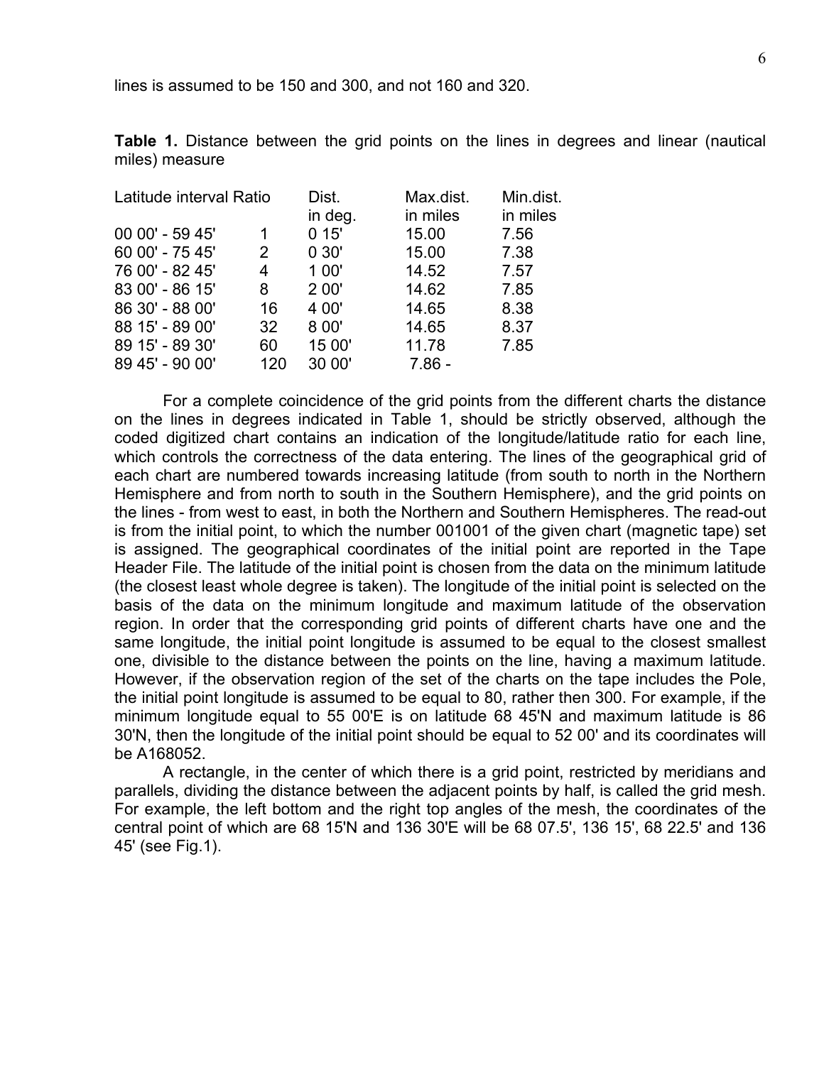lines is assumed to be 150 and 300, and not 160 and 320.

**Table 1.** Distance between the grid points on the lines in degrees and linear (nautical miles) measure

| Latitude interval | Ratio | Dist. in deg. | Max.dist. in miles | Min.dist. in miles |
|---|---|---|---|---|
| 00 00' - 59 45' | 1 | 0 15' | 15.00 | 7.56 |
| 60 00' - 75 45' | 2 | 0 30' | 15.00 | 7.38 |
| 76 00' - 82 45' | 4 | 1 00' | 14.52 | 7.57 |
| 83 00' - 86 15' | 8 | 2 00' | 14.62 | 7.85 |
| 86 30' - 88 00' | 16 | 4 00' | 14.65 | 8.38 |
| 88 15' - 89 00' | 32 | 8 00' | 14.65 | 8.37 |
| 89 15' - 89 30' | 60 | 15 00' | 11.78 | 7.85 |
| 89 45' - 90 00' | 120 | 30 00' | 7.86 - | |

For a complete coincidence of the grid points from the different charts the distance on the lines in degrees indicated in Table 1, should be strictly observed, although the coded digitized chart contains an indication of the longitude/latitude ratio for each line, which controls the correctness of the data entering. The lines of the geographical grid of each chart are numbered towards increasing latitude (from south to north in the Northern Hemisphere and from north to south in the Southern Hemisphere), and the grid points on the lines - from west to east, in both the Northern and Southern Hemispheres. The read-out is from the initial point, to which the number 001001 of the given chart (magnetic tape) set is assigned. The geographical coordinates of the initial point are reported in the Tape Header File. The latitude of the initial point is chosen from the data on the minimum latitude (the closest least whole degree is taken). The longitude of the initial point is selected on the basis of the data on the minimum longitude and maximum latitude of the observation region. In order that the corresponding grid points of different charts have one and the same longitude, the initial point longitude is assumed to be equal to the closest smallest one, divisible to the distance between the points on the line, having a maximum latitude. However, if the observation region of the set of the charts on the tape includes the Pole, the initial point longitude is assumed to be equal to 80, rather then 300. For example, if the minimum longitude equal to 55 00'E is on latitude 68 45'N and maximum latitude is 86 30'N, then the longitude of the initial point should be equal to 52 00' and its coordinates will be A168052.

A rectangle, in the center of which there is a grid point, restricted by meridians and parallels, dividing the distance between the adjacent points by half, is called the grid mesh. For example, the left bottom and the right top angles of the mesh, the coordinates of the central point of which are 68 15'N and 136 30'E will be 68 07.5', 136 15', 68 22.5' and 136 45' (see Fig.1).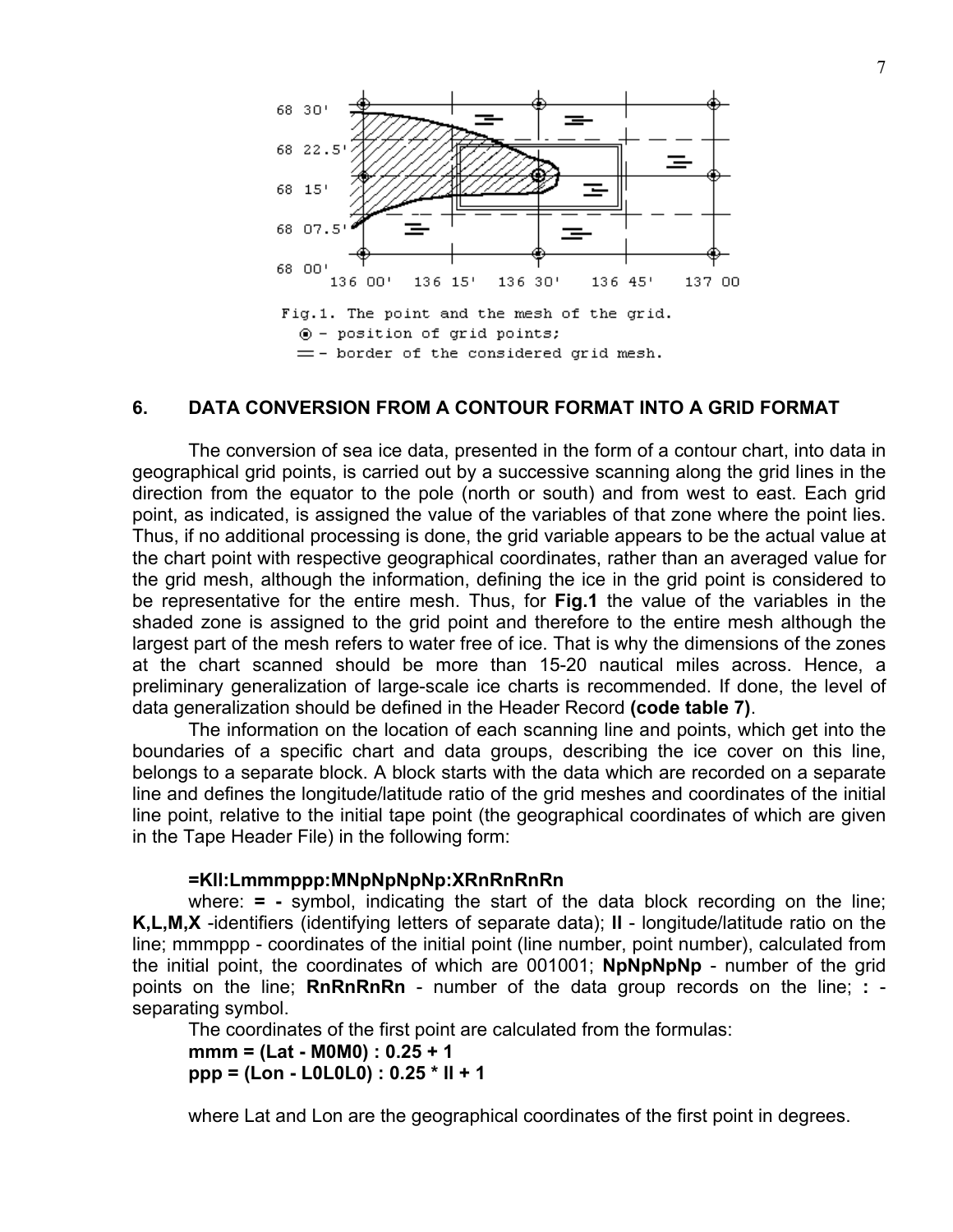Fig.1. The point and the mesh of the grid.
⊙ - position of grid points;
═ - border of the considered grid mesh.

## 6. DATA CONVERSION FROM A CONTOUR FORMAT INTO A GRID FORMAT

The conversion of sea ice data, presented in the form of a contour chart, into data in geographical grid points, is carried out by a successive scanning along the grid lines in the direction from the equator to the pole (north or south) and from west to east. Each grid point, as indicated, is assigned the value of the variables of that zone where the point lies. Thus, if no additional processing is done, the grid variable appears to be the actual value at the chart point with respective geographical coordinates, rather than an averaged value for the grid mesh, although the information, defining the ice in the grid point is considered to be representative for the entire mesh. Thus, for **Fig.1** the value of the variables in the shaded zone is assigned to the grid point and therefore to the entire mesh although the largest part of the mesh refers to water free of ice. That is why the dimensions of the zones at the chart scanned should be more than 15-20 nautical miles across. Hence, a preliminary generalization of large-scale ice charts is recommended. If done, the level of data generalization should be defined in the Header Record **(code table 7)**.

The information on the location of each scanning line and points, which get into the boundaries of a specific chart and data groups, describing the ice cover on this line, belongs to a separate block. A block starts with the data which are recorded on a separate line and defines the longitude/latitude ratio of the grid meshes and coordinates of the initial line point, relative to the initial tape point (the geographical coordinates of which are given in the Tape Header File) in the following form:

**=Kll:Lmmmppp:MNpNpNpNp:XRnRnRnRn**

where: **= -** symbol, indicating the start of the data block recording on the line; **K,L,M,X** -identifiers (identifying letters of separate data); **ll** - longitude/latitude ratio on the line; mmmppp - coordinates of the initial point (line number, point number), calculated from the initial point, the coordinates of which are 001001; **NpNpNpNp** - number of the grid points on the line; **RnRnRnRn** - number of the data group records on the line; **:** - separating symbol.

The coordinates of the first point are calculated from the formulas:

**mmm = (Lat - M0M0) : 0.25 + 1**

**ppp = (Lon - L0L0L0) : 0.25 * ll + 1**

where Lat and Lon are the geographical coordinates of the first point in degrees.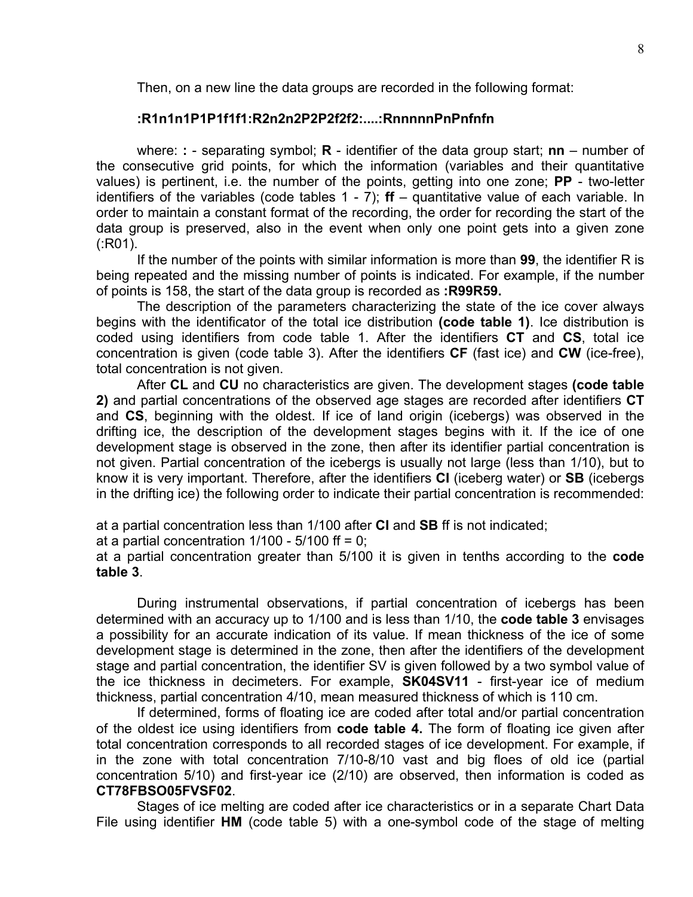Then, on a new line the data groups are recorded in the following format:

**:R1n1n1P1P1f1f1:R2n2n2P2P2f2f2:....:RnnnnnPnPnfnfn**

where: **:** - separating symbol; **R** - identifier of the data group start; **nn** – number of the consecutive grid points, for which the information (variables and their quantitative values) is pertinent, i.e. the number of the points, getting into one zone; **PP** - two-letter identifiers of the variables (code tables 1 - 7); **ff** – quantitative value of each variable. In order to maintain a constant format of the recording, the order for recording the start of the data group is preserved, also in the event when only one point gets into a given zone (:R01).

If the number of the points with similar information is more than **99**, the identifier R is being repeated and the missing number of points is indicated. For example, if the number of points is 158, the start of the data group is recorded as **:R99R59.**

The description of the parameters characterizing the state of the ice cover always begins with the identificator of the total ice distribution **(code table 1)**. Ice distribution is coded using identifiers from code table 1. After the identifiers **CT** and **CS**, total ice concentration is given (code table 3). After the identifiers **CF** (fast ice) and **CW** (ice-free), total concentration is not given.

After **CL** and **CU** no characteristics are given. The development stages **(code table 2)** and partial concentrations of the observed age stages are recorded after identifiers **CT** and **CS**, beginning with the oldest. If ice of land origin (icebergs) was observed in the drifting ice, the description of the development stages begins with it. If the ice of one development stage is observed in the zone, then after its identifier partial concentration is not given. Partial concentration of the icebergs is usually not large (less than 1/10), but to know it is very important. Therefore, after the identifiers **CI** (iceberg water) or **SB** (icebergs in the drifting ice) the following order to indicate their partial concentration is recommended:

at a partial concentration less than 1/100 after **CI** and **SB** ff is not indicated;
at a partial concentration 1/100 - 5/100 ff = 0;
at a partial concentration greater than 5/100 it is given in tenths according to the **code table 3**.

During instrumental observations, if partial concentration of icebergs has been determined with an accuracy up to 1/100 and is less than 1/10, the **code table 3** envisages a possibility for an accurate indication of its value. If mean thickness of the ice of some development stage is determined in the zone, then after the identifiers of the development stage and partial concentration, the identifier SV is given followed by a two symbol value of the ice thickness in decimeters. For example, **SK04SV11** - first-year ice of medium thickness, partial concentration 4/10, mean measured thickness of which is 110 cm.

If determined, forms of floating ice are coded after total and/or partial concentration of the oldest ice using identifiers from **code table 4.** The form of floating ice given after total concentration corresponds to all recorded stages of ice development. For example, if in the zone with total concentration 7/10-8/10 vast and big floes of old ice (partial concentration 5/10) and first-year ice (2/10) are observed, then information is coded as **CT78FBSO05FVSF02**.

Stages of ice melting are coded after ice characteristics or in a separate Chart Data File using identifier **HM** (code table 5) with a one-symbol code of the stage of melting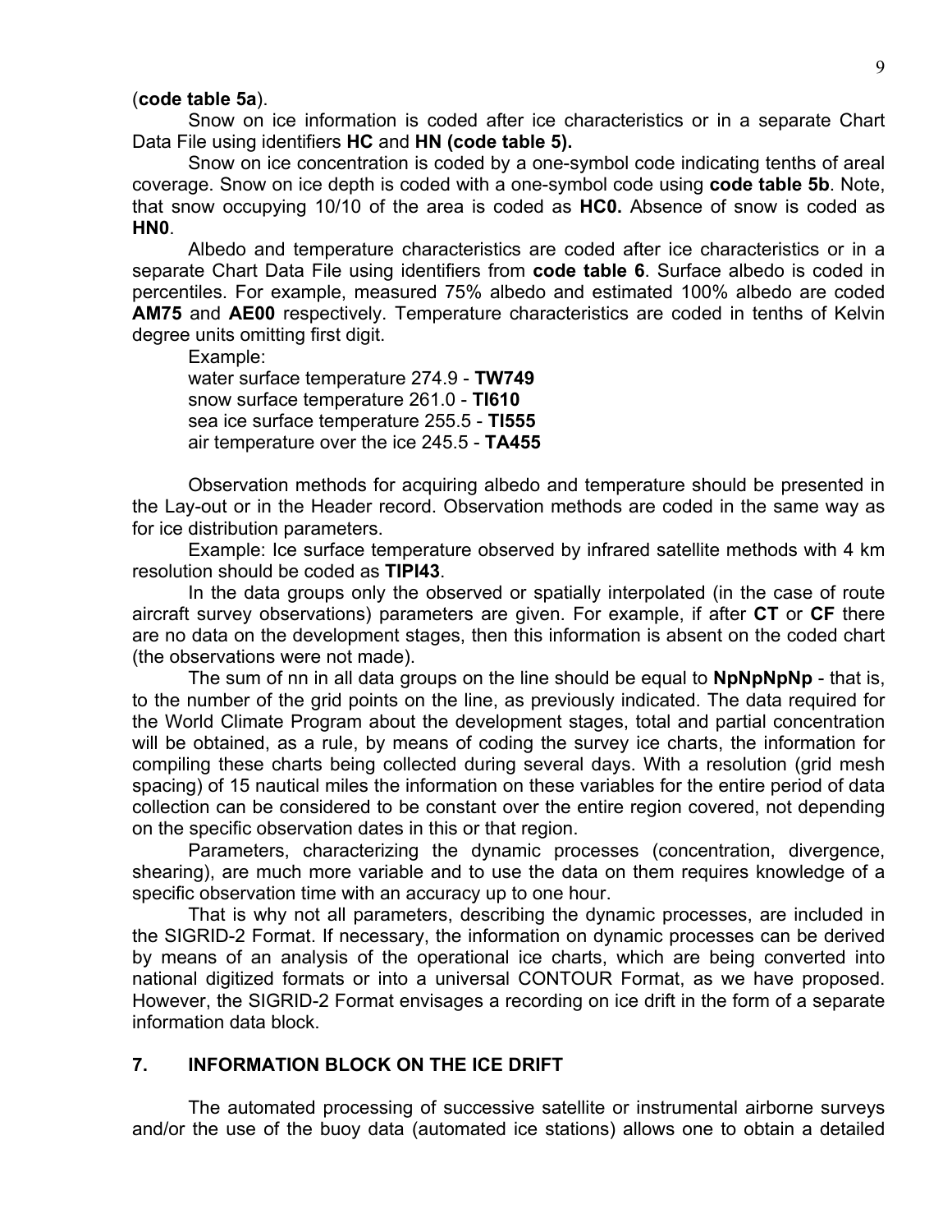(**code table 5a**).

Snow on ice information is coded after ice characteristics or in a separate Chart Data File using identifiers **HC** and **HN (code table 5).**

Snow on ice concentration is coded by a one-symbol code indicating tenths of areal coverage. Snow on ice depth is coded with a one-symbol code using **code table 5b**. Note, that snow occupying 10/10 of the area is coded as **HC0.** Absence of snow is coded as **HN0**.

Albedo and temperature characteristics are coded after ice characteristics or in a separate Chart Data File using identifiers from **code table 6**. Surface albedo is coded in percentiles. For example, measured 75% albedo and estimated 100% albedo are coded **AM75** and **AE00** respectively. Temperature characteristics are coded in tenths of Kelvin degree units omitting first digit.

Example:
water surface temperature 274.9 - **TW749**
snow surface temperature 261.0 - **TI610**
sea ice surface temperature 255.5 - **TI555**
air temperature over the ice 245.5 - **TA455**

Observation methods for acquiring albedo and temperature should be presented in the Lay-out or in the Header record. Observation methods are coded in the same way as for ice distribution parameters.

Example: Ice surface temperature observed by infrared satellite methods with 4 km resolution should be coded as **TIPI43**.

In the data groups only the observed or spatially interpolated (in the case of route aircraft survey observations) parameters are given. For example, if after **CT** or **CF** there are no data on the development stages, then this information is absent on the coded chart (the observations were not made).

The sum of nn in all data groups on the line should be equal to **NpNpNpNp** - that is, to the number of the grid points on the line, as previously indicated. The data required for the World Climate Program about the development stages, total and partial concentration will be obtained, as a rule, by means of coding the survey ice charts, the information for compiling these charts being collected during several days. With a resolution (grid mesh spacing) of 15 nautical miles the information on these variables for the entire period of data collection can be considered to be constant over the entire region covered, not depending on the specific observation dates in this or that region.

Parameters, characterizing the dynamic processes (concentration, divergence, shearing), are much more variable and to use the data on them requires knowledge of a specific observation time with an accuracy up to one hour.

That is why not all parameters, describing the dynamic processes, are included in the SIGRID-2 Format. If necessary, the information on dynamic processes can be derived by means of an analysis of the operational ice charts, which are being converted into national digitized formats or into a universal CONTOUR Format, as we have proposed. However, the SIGRID-2 Format envisages a recording on ice drift in the form of a separate information data block.

## 7. INFORMATION BLOCK ON THE ICE DRIFT

The automated processing of successive satellite or instrumental airborne surveys and/or the use of the buoy data (automated ice stations) allows one to obtain a detailed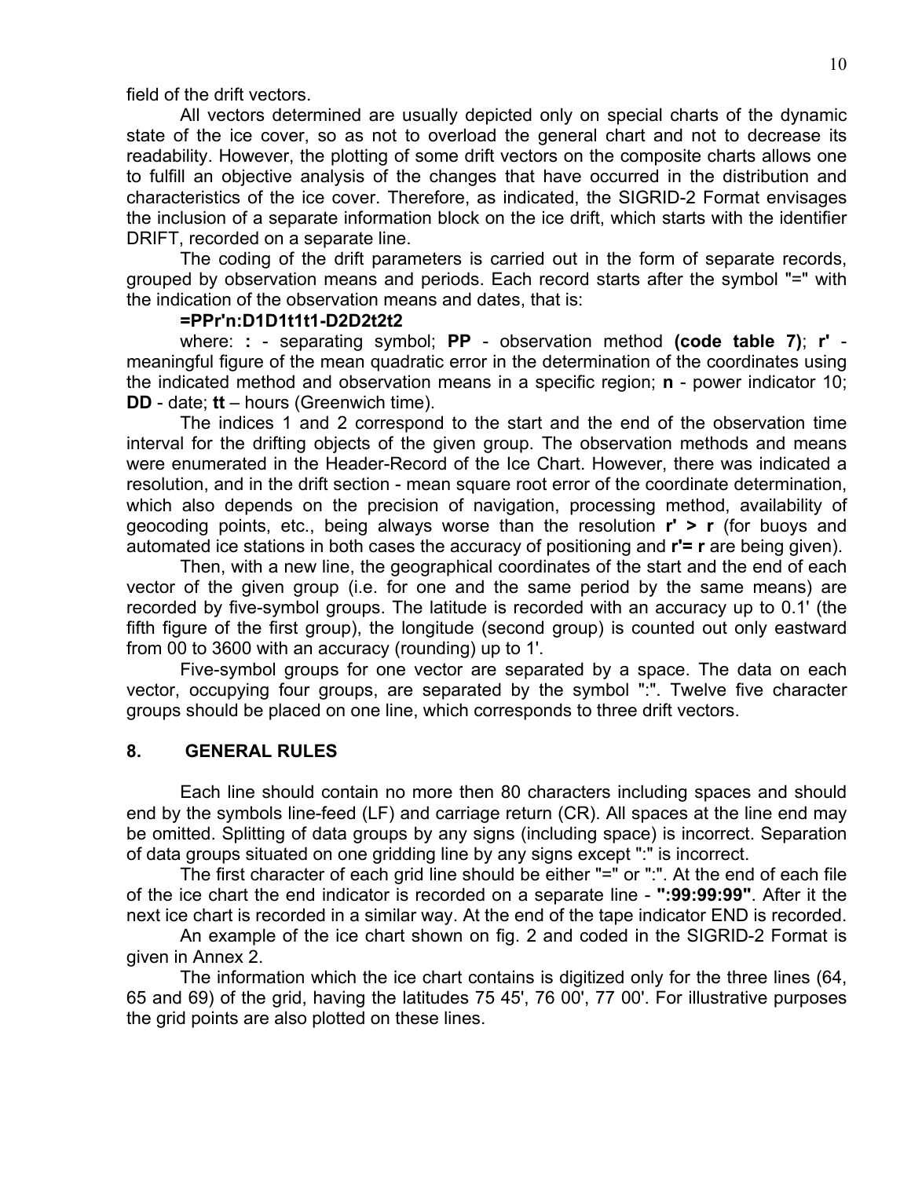field of the drift vectors.

All vectors determined are usually depicted only on special charts of the dynamic state of the ice cover, so as not to overload the general chart and not to decrease its readability. However, the plotting of some drift vectors on the composite charts allows one to fulfill an objective analysis of the changes that have occurred in the distribution and characteristics of the ice cover. Therefore, as indicated, the SIGRID-2 Format envisages the inclusion of a separate information block on the ice drift, which starts with the identifier DRIFT, recorded on a separate line.

The coding of the drift parameters is carried out in the form of separate records, grouped by observation means and periods. Each record starts after the symbol "=" with the indication of the observation means and dates, that is:

**=PPr'n:D1D1t1t1-D2D2t2t2**

where: **:** - separating symbol; **PP** - observation method **(code table 7)**; **r'** - meaningful figure of the mean quadratic error in the determination of the coordinates using the indicated method and observation means in a specific region; **n** - power indicator 10; **DD** - date; **tt** – hours (Greenwich time).

The indices 1 and 2 correspond to the start and the end of the observation time interval for the drifting objects of the given group. The observation methods and means were enumerated in the Header-Record of the Ice Chart. However, there was indicated a resolution, and in the drift section - mean square root error of the coordinate determination, which also depends on the precision of navigation, processing method, availability of geocoding points, etc., being always worse than the resolution **r' > r** (for buoys and automated ice stations in both cases the accuracy of positioning and **r'= r** are being given).

Then, with a new line, the geographical coordinates of the start and the end of each vector of the given group (i.e. for one and the same period by the same means) are recorded by five-symbol groups. The latitude is recorded with an accuracy up to 0.1' (the fifth figure of the first group), the longitude (second group) is counted out only eastward from 00 to 3600 with an accuracy (rounding) up to 1'.

Five-symbol groups for one vector are separated by a space. The data on each vector, occupying four groups, are separated by the symbol ":". Twelve five character groups should be placed on one line, which corresponds to three drift vectors.

## 8. GENERAL RULES

Each line should contain no more then 80 characters including spaces and should end by the symbols line-feed (LF) and carriage return (CR). All spaces at the line end may be omitted. Splitting of data groups by any signs (including space) is incorrect. Separation of data groups situated on one gridding line by any signs except ":" is incorrect.

The first character of each grid line should be either "=" or ":". At the end of each file of the ice chart the end indicator is recorded on a separate line - **":99:99:99"**. After it the next ice chart is recorded in a similar way. At the end of the tape indicator END is recorded.

An example of the ice chart shown on fig. 2 and coded in the SIGRID-2 Format is given in Annex 2.

The information which the ice chart contains is digitized only for the three lines (64, 65 and 69) of the grid, having the latitudes 75 45', 76 00', 77 00'. For illustrative purposes the grid points are also plotted on these lines.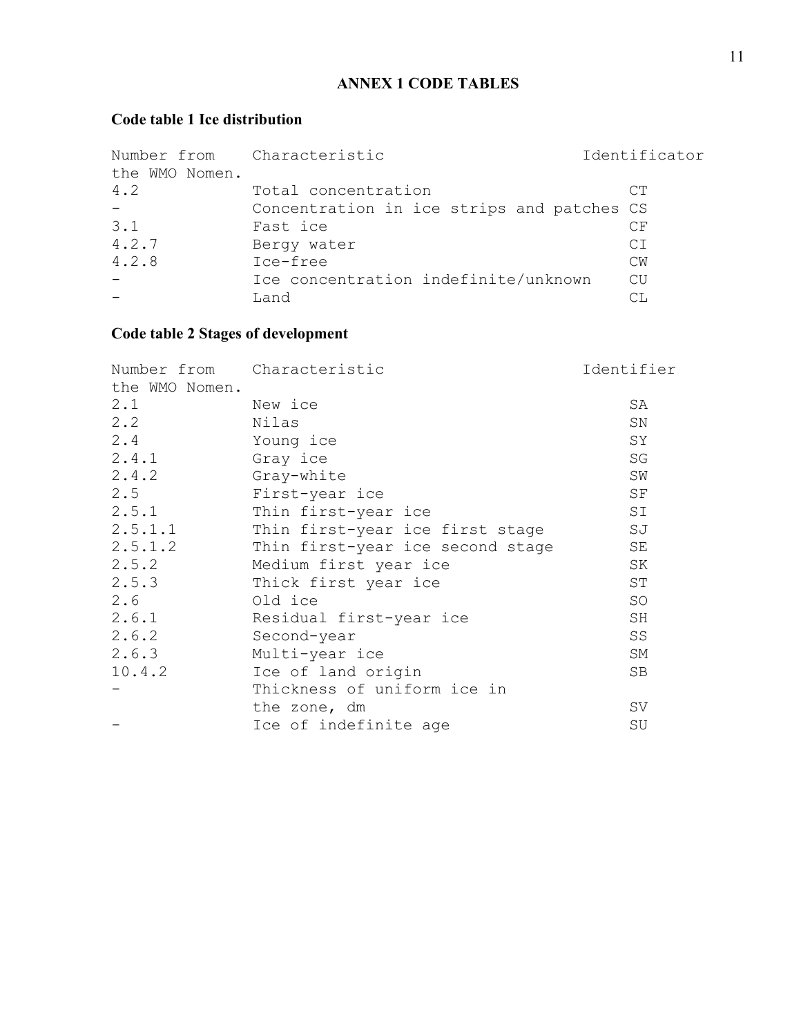# ANNEX 1 CODE TABLES

## Code table 1 Ice distribution

| Number from the WMO Nomen. | Characteristic | Identificator |
|---|---|---|
| 4.2 | Total concentration | CT |
| - | Concentration in ice strips and patches | CS |
| 3.1 | Fast ice | CF |
| 4.2.7 | Bergy water | CI |
| 4.2.8 | Ice-free | CW |
| - | Ice concentration indefinite/unknown | CU |
| - | Land | CL |

## Code table 2 Stages of development

| Number from the WMO Nomen. | Characteristic | Identifier |
|---|---|---|
| 2.1 | New ice | SA |
| 2.2 | Nilas | SN |
| 2.4 | Young ice | SY |
| 2.4.1 | Gray ice | SG |
| 2.4.2 | Gray-white | SW |
| 2.5 | First-year ice | SF |
| 2.5.1 | Thin first-year ice | SI |
| 2.5.1.1 | Thin first-year ice first stage | SJ |
| 2.5.1.2 | Thin first-year ice second stage | SE |
| 2.5.2 | Medium first year ice | SK |
| 2.5.3 | Thick first year ice | ST |
| 2.6 | Old ice | SO |
| 2.6.1 | Residual first-year ice | SH |
| 2.6.2 | Second-year | SS |
| 2.6.3 | Multi-year ice | SM |
| 10.4.2 | Ice of land origin | SB |
| - | Thickness of uniform ice in the zone, dm | SV |
| - | Ice of indefinite age | SU |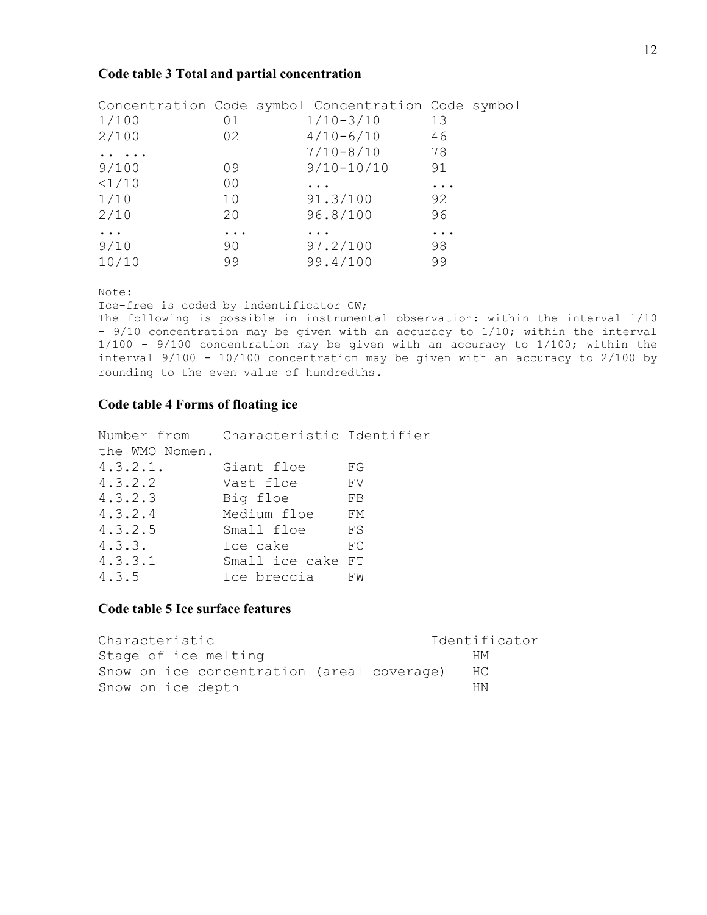### Code table 3 Total and partial concentration

| Concentration | Code symbol | Concentration | Code symbol |
|---|---|---|---|
| 1/100 | 01 | 1/10-3/10 | 13 |
| 2/100 | 02 | 4/10-6/10 | 46 |
| .. ... | | 7/10-8/10 | 78 |
| 9/100 | 09 | 9/10-10/10 | 91 |
| <1/10 | 00 | ... | ... |
| 1/10 | 10 | 91.3/100 | 92 |
| 2/10 | 20 | 96.8/100 | 96 |
| ... | ... | ... | ... |
| 9/10 | 90 | 97.2/100 | 98 |
| 10/10 | 99 | 99.4/100 | 99 |

Note:
Ice-free is coded by indentificator CW;
The following is possible in instrumental observation: within the interval 1/10 - 9/10 concentration may be given with an accuracy to 1/10; within the interval 1/100 - 9/100 concentration may be given with an accuracy to 1/100; within the interval 9/100 - 10/100 concentration may be given with an accuracy to 2/100 by rounding to the even value of hundredths.

### Code table 4 Forms of floating ice

| Number from the WMO Nomen. | Characteristic | Identifier |
|---|---|---|
| 4.3.2.1. | Giant floe | FG |
| 4.3.2.2 | Vast floe | FV |
| 4.3.2.3 | Big floe | FB |
| 4.3.2.4 | Medium floe | FM |
| 4.3.2.5 | Small floe | FS |
| 4.3.3. | Ice cake | FC |
| 4.3.3.1 | Small ice cake | FT |
| 4.3.5 | Ice breccia | FW |

### Code table 5 Ice surface features

| Characteristic | Identificator |
|---|---|
| Stage of ice melting | HM |
| Snow on ice concentration (areal coverage) | HC |
| Snow on ice depth | HN |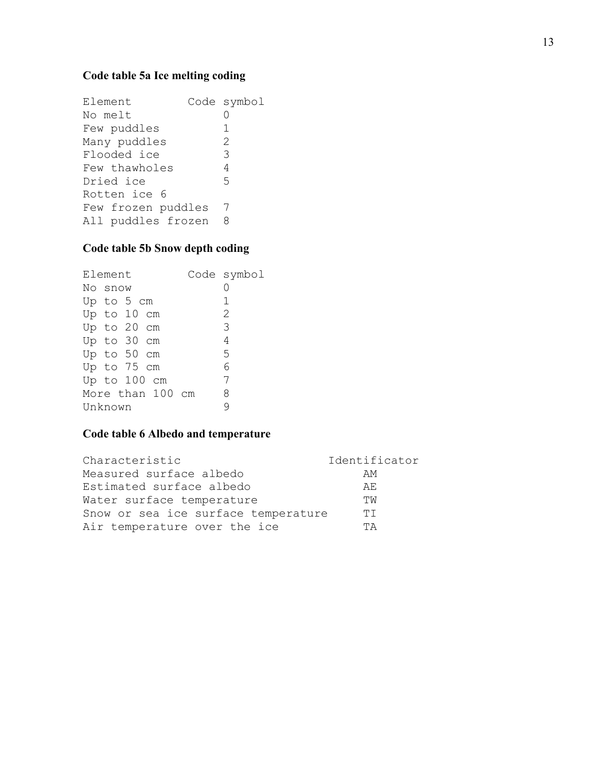**Code table 5a Ice melting coding**

| Element | Code symbol |
|---|---|
| No melt | 0 |
| Few puddles | 1 |
| Many puddles | 2 |
| Flooded ice | 3 |
| Few thawholes | 4 |
| Dried ice | 5 |
| Rotten ice | 6 |
| Few frozen puddles | 7 |
| All puddles frozen | 8 |

**Code table 5b Snow depth coding**

| Element | Code symbol |
|---|---|
| No snow | 0 |
| Up to 5 cm | 1 |
| Up to 10 cm | 2 |
| Up to 20 cm | 3 |
| Up to 30 cm | 4 |
| Up to 50 cm | 5 |
| Up to 75 cm | 6 |
| Up to 100 cm | 7 |
| More than 100 cm | 8 |
| Unknown | 9 |

**Code table 6 Albedo and temperature**

| Characteristic | Identificator |
|---|---|
| Measured surface albedo | AM |
| Estimated surface albedo | AE |
| Water surface temperature | TW |
| Snow or sea ice surface temperature | TI |
| Air temperature over the ice | TA |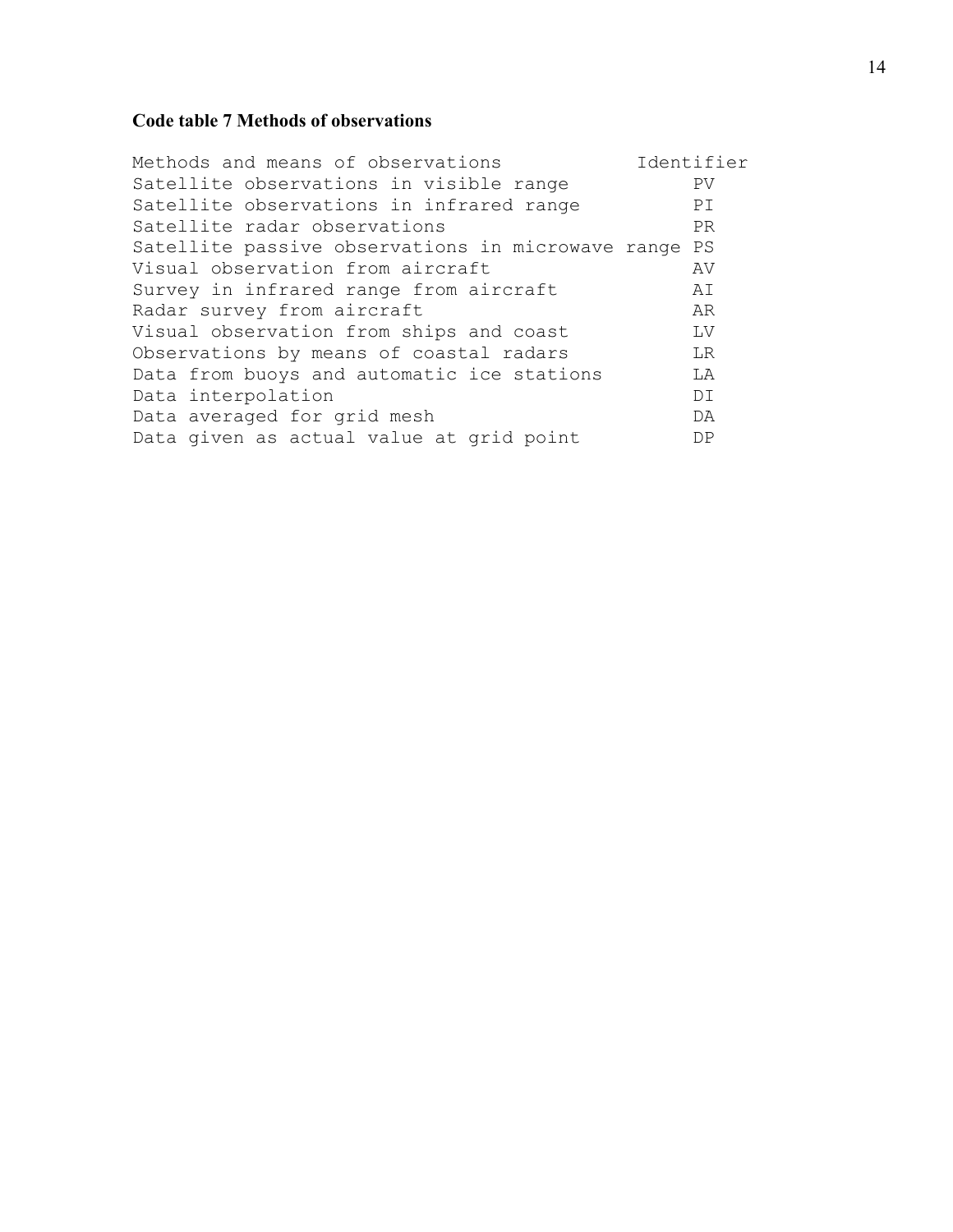### Code table 7 Methods of observations

| Methods and means of observations | Identifier |
|---|---|
| Satellite observations in visible range | PV |
| Satellite observations in infrared range | PI |
| Satellite radar observations | PR |
| Satellite passive observations in microwave range | PS |
| Visual observation from aircraft | AV |
| Survey in infrared range from aircraft | AI |
| Radar survey from aircraft | AR |
| Visual observation from ships and coast | LV |
| Observations by means of coastal radars | LR |
| Data from buoys and automatic ice stations | LA |
| Data interpolation | DI |
| Data averaged for grid mesh | DA |
| Data given as actual value at grid point | DP |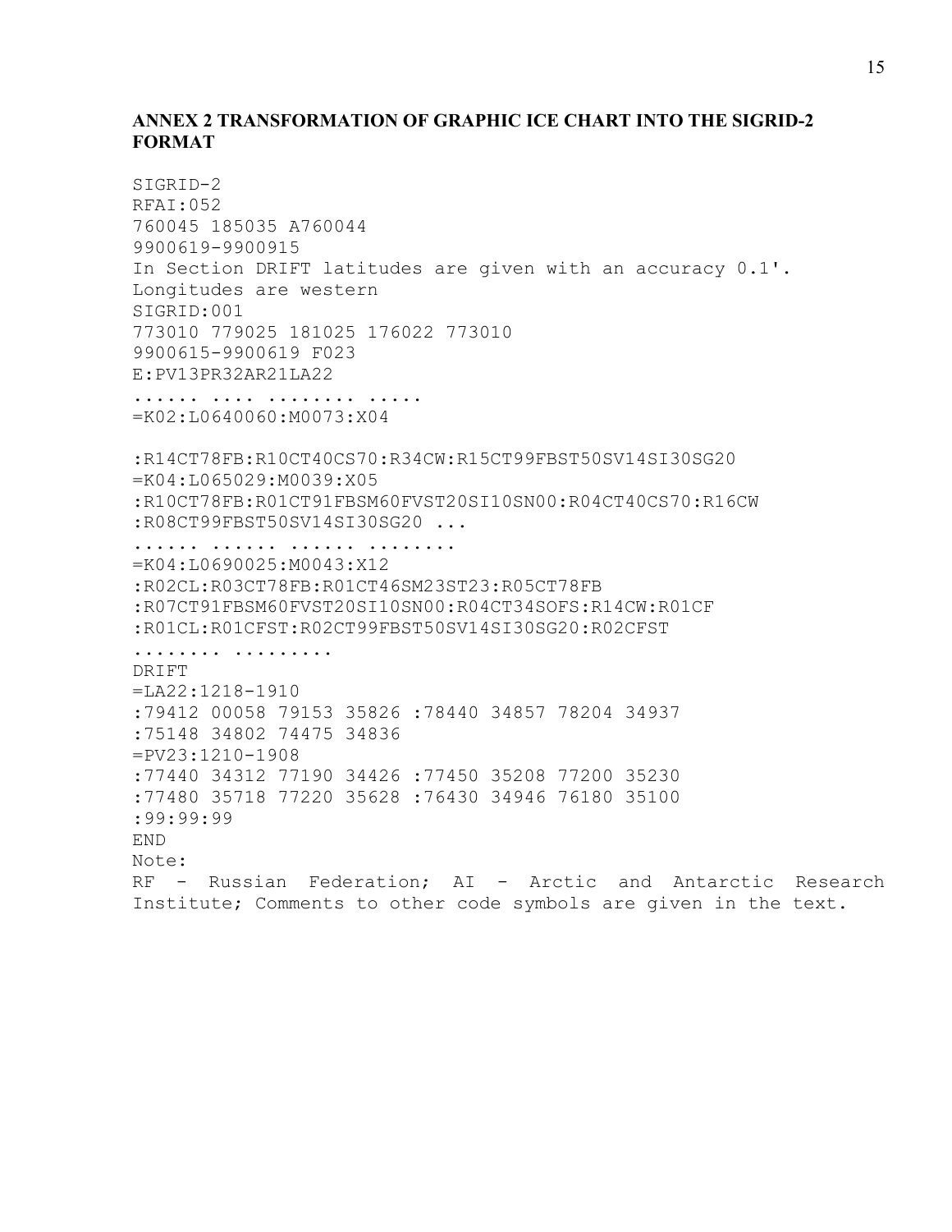## ANNEX 2 TRANSFORMATION OF GRAPHIC ICE CHART INTO THE SIGRID-2 FORMAT

```
SIGRID-2
RFAI:052
760045 185035 A760044
9900619-9900915
In Section DRIFT latitudes are given with an accuracy 0.1'.
Longitudes are western
SIGRID:001
773010 779025 181025 176022 773010
9900615-9900619 F023
E:PV13PR32AR21LA22
...... .... ........ .....
=K02:L0640060:M0073:X04

:R14CT78FB:R10CT40CS70:R34CW:R15CT99FBST50SV14SI30SG20
=K04:L065029:M0039:X05
:R10CT78FB:R01CT91FBSM60FVST20SI10SN00:R04CT40CS70:R16CW
:R08CT99FBST50SV14SI30SG20 ...
...... ...... ...... ........
=K04:L0690025:M0043:X12
:R02CL:R03CT78FB:R01CT46SM23ST23:R05CT78FB
:R07CT91FBSM60FVST20SI10SN00:R04CT34SOFS:R14CW:R01CF
:R01CL:R01CFST:R02CT99FBST50SV14SI30SG20:R02CFST
........ .........
DRIFT
=LA22:1218-1910
:79412 00058 79153 35826 :78440 34857 78204 34937
:75148 34802 74475 34836
=PV23:1210-1908
:77440 34312 77190 34426 :77450 35208 77200 35230
:77480 35718 77220 35628 :76430 34946 76180 35100
:99:99:99
END
Note:
RF - Russian Federation; AI - Arctic and Antarctic Research
Institute; Comments to other code symbols are given in the text.
```